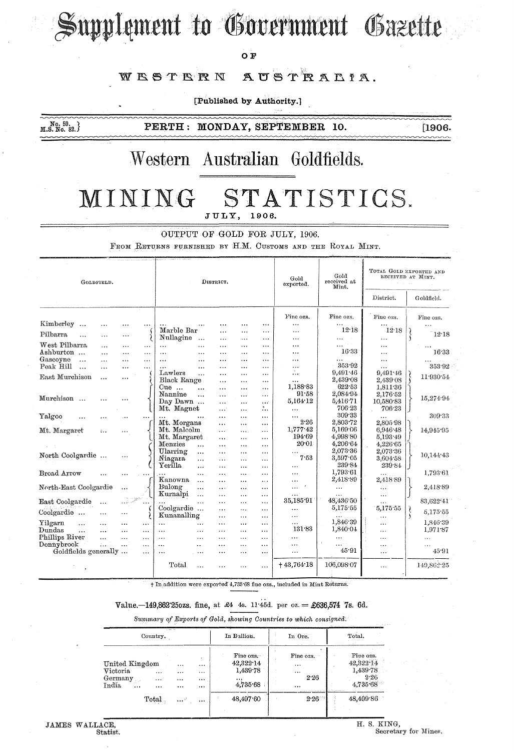# Supplement to Government Gazette

OF

# WESTERN AUSTRALIA.

[Published by Authority.]

No. 59. M.S. No. 82. — PERTH: MONDAY, SEPTEMBER 10. [1906.

# Western Australian Goldfields.

# MINING STATISTICS.

## JULY, 1906.

OUTPUT OF GOLD FOR JULY, 1906.

FROM RETURNS FURNISHED BY H.M. CUSTOMS AND THE ROYAL MINT.

| Goldfield. | District. | Gold exported. | Gold received at Mint. | Total Gold exported and received at Mint. | |
|---|---|---|---|---|---|
| | | | | District. | Goldfield. |
| | | Fine ozs. | Fine ozs. | Fine ozs. | Fine ozs. |
| Kimberley ... | ... | ... | ... | ... | ... |
| Pilbarra | Marble Bar | ... | 12·18 | 12·18 | 12·18 |
| | Nullagine ... | ... | ... | ... | |
| West Pilbarra | ... | ... | ... | ... | ... |
| Ashburton ... | ... | ... | 16·33 | ... | 16·33 |
| Gascoyne ... | ... | ... | ... | ... | ... |
| Peak Hill ... | ... | ... | 353·92 | ... | 353·92 |
| East Murchison | Lawlers | ... | 9,491·46 | 9,491·46 | 11·930·54 |
| | Black Range | ... | 2,439·08 | 2,439·08 | |
| Murchison ... | Cue ... | 1,188·83 | 622·53 | 1,811·36 | 15,274·94 |
| | Nannine | 91·58 | 2,084·94 | 2,176·52 | |
| | Day Dawn ... | 5,164·12 | 5,416·71 | 10,580·83 | |
| | Mt. Magnet | ... | 706·23 | 706·23 | |
| Yalgoo | ... | ... | 309·33 | ... | 309·33 |
| Mt. Margaret | Mt. Morgans | 2·26 | 2,803·72 | 2,805·98 | 14,945·95 |
| | Mt. Malcolm | 1,777·42 | 5,169·06 | 6,946·48 | |
| | Mt. Margaret | 194·69 | 4,998·80 | 5,193·49 | |
| North Coolgardie ... | Menzies | 20·01 | 4,206·64 | 4,226·65 | 10,144·43 |
| | Ularring | ... | 2,073·36 | 2,073·36 | |
| | Niagara | 7·53 | 3,597·05 | 3,604·58 | |
| | Yerilla | ... | 239·84 | 239·84 | |
| Broad Arrow | ... | ... | 1,793·61 | ... | 1,793·61 |
| North-East Coolgardie | Kanowna | ... | 2,418·89 | 2,418·89 | 2,418·89 |
| | Bulong | ... | ... | ... | |
| | Kurnalpi | ... | ... | ... | |
| East Coolgardie | ... | 35,185·91 | 48,436·50 | ... | 83,622·41 |
| Coolgardie ... | Coolgardie ... | ... | 5,175·55 | 5,175·55 | 5,175·55 |
| | Kunanalling | ... | ... | ... | |
| Yilgarn | ... | ... | 1,846·39 | ... | 1,846·39 |
| Dundas | ... | 131·83 | 1,840·04 | ... | 1,971·87 |
| Phillips River | ... | ... | ... | ... | ... |
| Donnybrook | ... | ... | ... | ... | ... |
| Goldfields generally ... | ... | ... | 45·91 | ... | 45·91 |
| | Total ... | †43,764·18 | 106,098·07 | ... | 149,862·25 |

† In addition were exported 4,735·68 fine ozs., included in Mint Returns.

Value.—149,862·25ozs. fine, at £4 4s. 11·45d. per oz. = £636,574 7s. 6d.

*Summary of Exports of Gold, showing Countries to which consigned.*

| Country. | In Bullion. | In Ore. | Total. |
|---|---|---|---|
| | Fine ozs. | Fine ozs. | Fine ozs. |
| United Kingdom ... ... | 42,322·14 | ... | 42,322·14 |
| Victoria ... ... | 1,439·78 | ... | 1,439·78 |
| Germany ... ... | ... | 2·26 | 2·26 |
| India ... ... | 4,735·68 | ... | 4,735·68 |
| Total ... ... | 48,497·60 | 2·26 | 48,499·86 |

JAMES WALLACE,
Statist.

H. S. KING,
Secretary for Mines.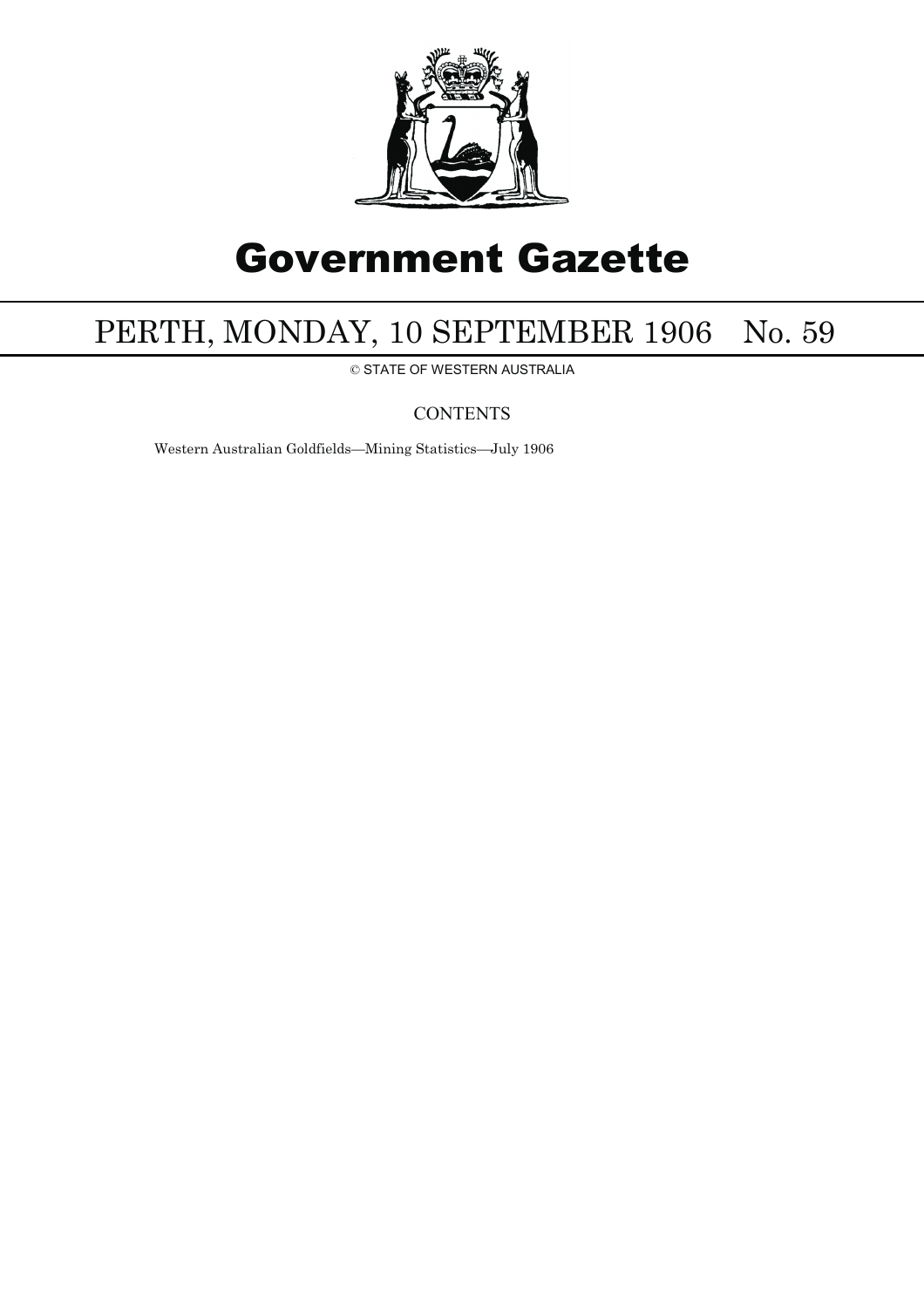# Government Gazette

## PERTH, MONDAY, 10 SEPTEMBER 1906 No. 59

© STATE OF WESTERN AUSTRALIA

CONTENTS

Western Australian Goldfields—Mining Statistics—July 1906